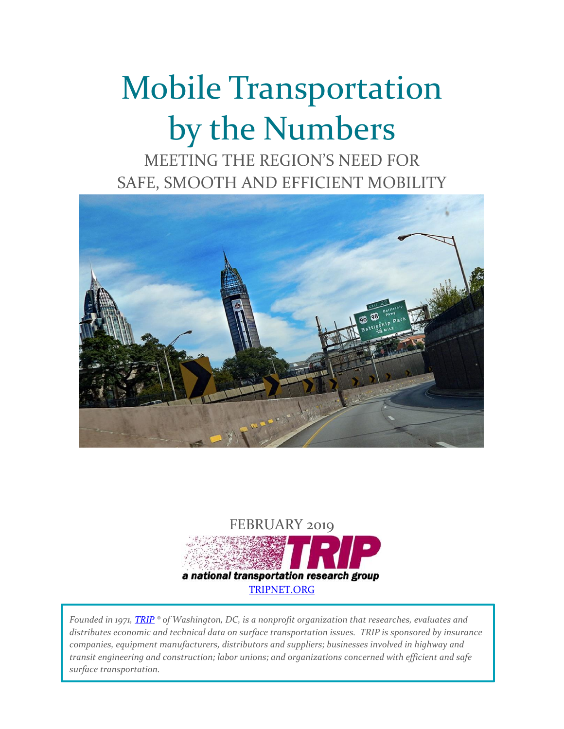# Mobile Transportation by the Numbers

## MEETING THE REGION'S NEED FOR SAFE, SMOOTH AND EFFICIENT MOBILITY

FEBRUARY 2019

TRIP

a national transportation research group

TRIPNET.ORG

*Founded in 1971, TRIP ® of Washington, DC, is a nonprofit organization that researches, evaluates and distributes economic and technical data on surface transportation issues. TRIP is sponsored by insurance companies, equipment manufacturers, distributors and suppliers; businesses involved in highway and transit engineering and construction; labor unions; and organizations concerned with efficient and safe surface transportation.*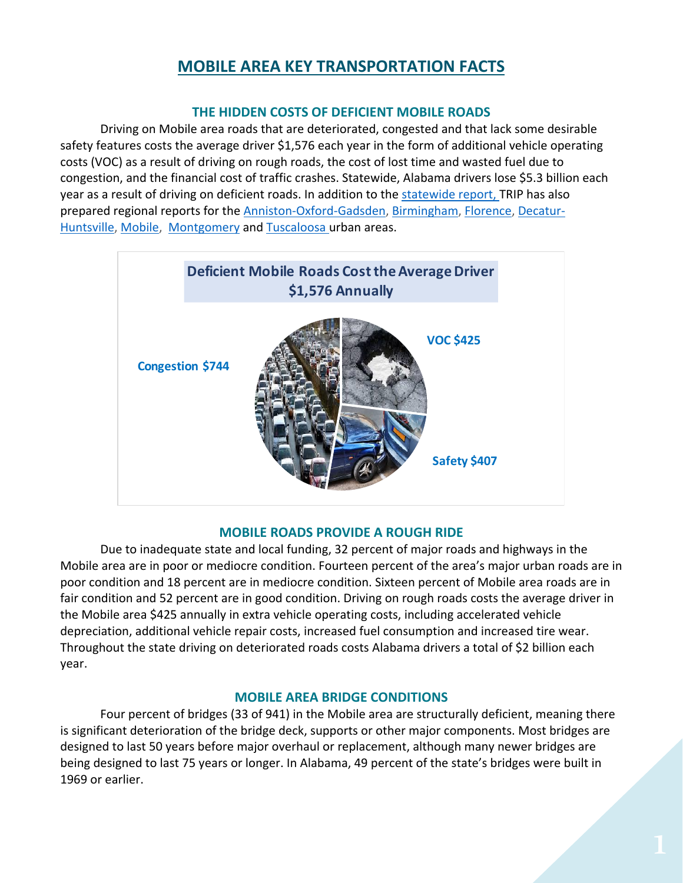# MOBILE AREA KEY TRANSPORTATION FACTS

## THE HIDDEN COSTS OF DEFICIENT MOBILE ROADS

Driving on Mobile area roads that are deteriorated, congested and that lack some desirable safety features costs the average driver $1,576 each year in the form of additional vehicle operating costs (VOC) as a result of driving on rough roads, the cost of lost time and wasted fuel due to congestion, and the financial cost of traffic crashes. Statewide, Alabama drivers lose $5.3 billion each year as a result of driving on deficient roads. In addition to the statewide report, TRIP has also prepared regional reports for the Anniston-Oxford-Gadsden, Birmingham, Florence, Decatur-Huntsville, Mobile, Montgomery and Tuscaloosa urban areas.

**Deficient Mobile Roads Cost the Average Driver $1,576 Annually**

Congestion $744

VOC $425

Safety $407

## MOBILE ROADS PROVIDE A ROUGH RIDE

Due to inadequate state and local funding, 32 percent of major roads and highways in the Mobile area are in poor or mediocre condition. Fourteen percent of the area's major urban roads are in poor condition and 18 percent are in mediocre condition. Sixteen percent of Mobile area roads are in fair condition and 52 percent are in good condition. Driving on rough roads costs the average driver in the Mobile area $425 annually in extra vehicle operating costs, including accelerated vehicle depreciation, additional vehicle repair costs, increased fuel consumption and increased tire wear. Throughout the state driving on deteriorated roads costs Alabama drivers a total of $2 billion each year.

## MOBILE AREA BRIDGE CONDITIONS

Four percent of bridges (33 of 941) in the Mobile area are structurally deficient, meaning there is significant deterioration of the bridge deck, supports or other major components. Most bridges are designed to last 50 years before major overhaul or replacement, although many newer bridges are being designed to last 75 years or longer. In Alabama, 49 percent of the state's bridges were built in 1969 or earlier.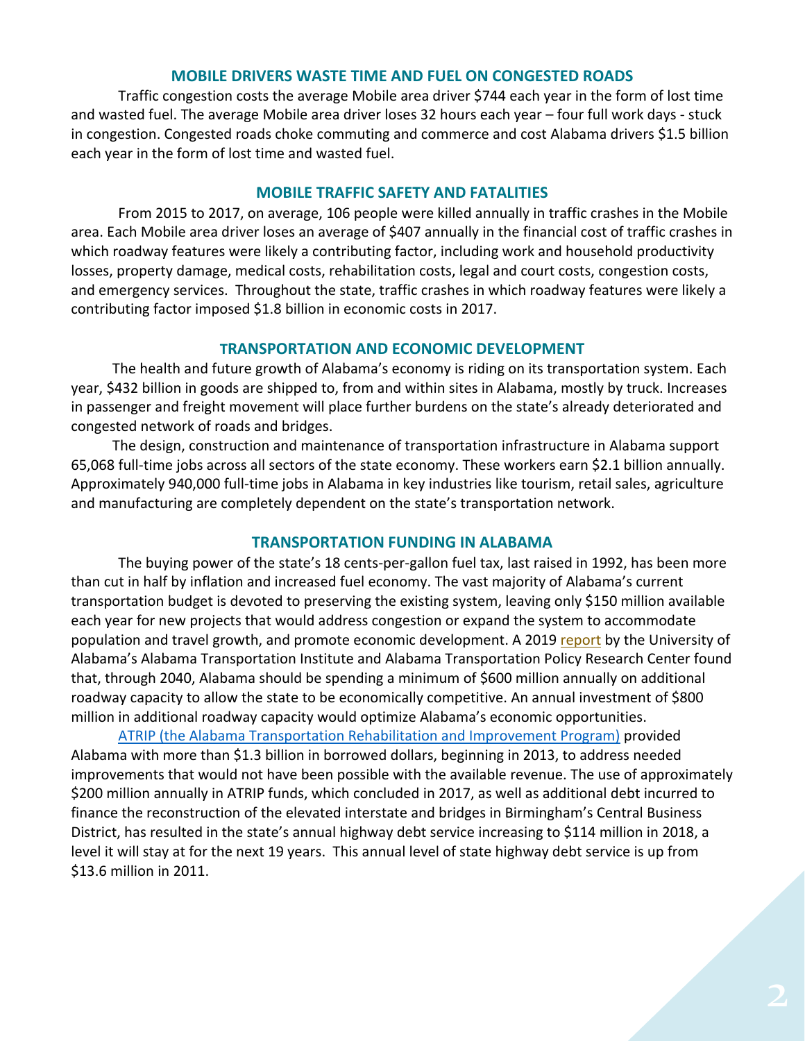## MOBILE DRIVERS WASTE TIME AND FUEL ON CONGESTED ROADS

Traffic congestion costs the average Mobile area driver $744 each year in the form of lost time and wasted fuel. The average Mobile area driver loses 32 hours each year – four full work days - stuck in congestion. Congested roads choke commuting and commerce and cost Alabama drivers $1.5 billion each year in the form of lost time and wasted fuel.

## MOBILE TRAFFIC SAFETY AND FATALITIES

From 2015 to 2017, on average, 106 people were killed annually in traffic crashes in the Mobile area. Each Mobile area driver loses an average of $407 annually in the financial cost of traffic crashes in which roadway features were likely a contributing factor, including work and household productivity losses, property damage, medical costs, rehabilitation costs, legal and court costs, congestion costs, and emergency services. Throughout the state, traffic crashes in which roadway features were likely a contributing factor imposed $1.8 billion in economic costs in 2017.

## TRANSPORTATION AND ECONOMIC DEVELOPMENT

The health and future growth of Alabama's economy is riding on its transportation system. Each year, $432 billion in goods are shipped to, from and within sites in Alabama, mostly by truck. Increases in passenger and freight movement will place further burdens on the state's already deteriorated and congested network of roads and bridges.

The design, construction and maintenance of transportation infrastructure in Alabama support 65,068 full-time jobs across all sectors of the state economy. These workers earn $2.1 billion annually. Approximately 940,000 full-time jobs in Alabama in key industries like tourism, retail sales, agriculture and manufacturing are completely dependent on the state's transportation network.

## TRANSPORTATION FUNDING IN ALABAMA

The buying power of the state's 18 cents-per-gallon fuel tax, last raised in 1992, has been more than cut in half by inflation and increased fuel economy. The vast majority of Alabama's current transportation budget is devoted to preserving the existing system, leaving only $150 million available each year for new projects that would address congestion or expand the system to accommodate population and travel growth, and promote economic development. A 2019 report by the University of Alabama's Alabama Transportation Institute and Alabama Transportation Policy Research Center found that, through 2040, Alabama should be spending a minimum of $600 million annually on additional roadway capacity to allow the state to be economically competitive. An annual investment of $800 million in additional roadway capacity would optimize Alabama's economic opportunities.

ATRIP (the Alabama Transportation Rehabilitation and Improvement Program) provided Alabama with more than $1.3 billion in borrowed dollars, beginning in 2013, to address needed improvements that would not have been possible with the available revenue. The use of approximately $200 million annually in ATRIP funds, which concluded in 2017, as well as additional debt incurred to finance the reconstruction of the elevated interstate and bridges in Birmingham's Central Business District, has resulted in the state's annual highway debt service increasing to $114 million in 2018, a level it will stay at for the next 19 years. This annual level of state highway debt service is up from $13.6 million in 2011.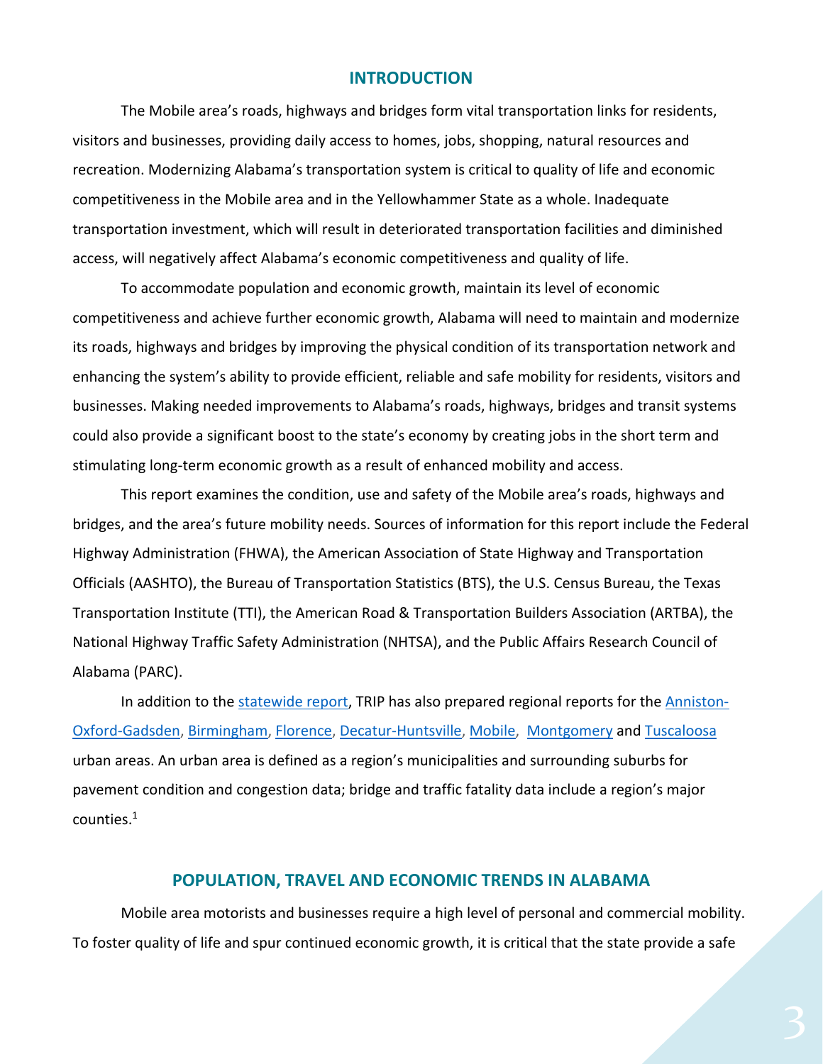## INTRODUCTION

The Mobile area's roads, highways and bridges form vital transportation links for residents, visitors and businesses, providing daily access to homes, jobs, shopping, natural resources and recreation. Modernizing Alabama's transportation system is critical to quality of life and economic competitiveness in the Mobile area and in the Yellowhammer State as a whole. Inadequate transportation investment, which will result in deteriorated transportation facilities and diminished access, will negatively affect Alabama's economic competitiveness and quality of life.

To accommodate population and economic growth, maintain its level of economic competitiveness and achieve further economic growth, Alabama will need to maintain and modernize its roads, highways and bridges by improving the physical condition of its transportation network and enhancing the system's ability to provide efficient, reliable and safe mobility for residents, visitors and businesses. Making needed improvements to Alabama's roads, highways, bridges and transit systems could also provide a significant boost to the state's economy by creating jobs in the short term and stimulating long-term economic growth as a result of enhanced mobility and access.

This report examines the condition, use and safety of the Mobile area's roads, highways and bridges, and the area's future mobility needs. Sources of information for this report include the Federal Highway Administration (FHWA), the American Association of State Highway and Transportation Officials (AASHTO), the Bureau of Transportation Statistics (BTS), the U.S. Census Bureau, the Texas Transportation Institute (TTI), the American Road & Transportation Builders Association (ARTBA), the National Highway Traffic Safety Administration (NHTSA), and the Public Affairs Research Council of Alabama (PARC).

In addition to the statewide report, TRIP has also prepared regional reports for the Anniston-Oxford-Gadsden, Birmingham, Florence, Decatur-Huntsville, Mobile, Montgomery and Tuscaloosa urban areas. An urban area is defined as a region's municipalities and surrounding suburbs for pavement condition and congestion data; bridge and traffic fatality data include a region's major counties.[1]

## POPULATION, TRAVEL AND ECONOMIC TRENDS IN ALABAMA

Mobile area motorists and businesses require a high level of personal and commercial mobility. To foster quality of life and spur continued economic growth, it is critical that the state provide a safe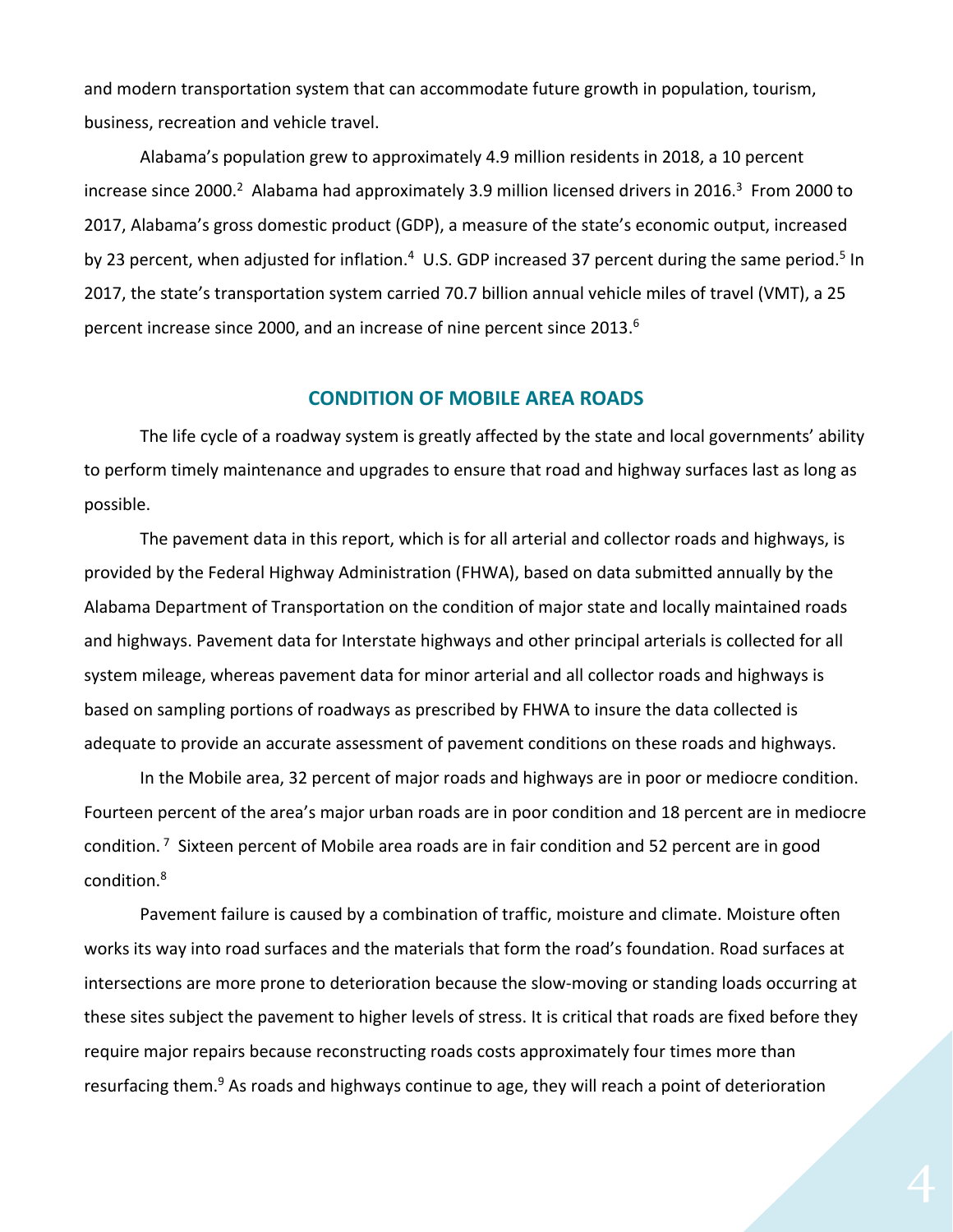and modern transportation system that can accommodate future growth in population, tourism, business, recreation and vehicle travel.

Alabama's population grew to approximately 4.9 million residents in 2018, a 10 percent increase since 2000.[2] Alabama had approximately 3.9 million licensed drivers in 2016.[3] From 2000 to 2017, Alabama's gross domestic product (GDP), a measure of the state's economic output, increased by 23 percent, when adjusted for inflation.[4] U.S. GDP increased 37 percent during the same period.[5] In 2017, the state's transportation system carried 70.7 billion annual vehicle miles of travel (VMT), a 25 percent increase since 2000, and an increase of nine percent since 2013.[6]

## CONDITION OF MOBILE AREA ROADS

The life cycle of a roadway system is greatly affected by the state and local governments' ability to perform timely maintenance and upgrades to ensure that road and highway surfaces last as long as possible.

The pavement data in this report, which is for all arterial and collector roads and highways, is provided by the Federal Highway Administration (FHWA), based on data submitted annually by the Alabama Department of Transportation on the condition of major state and locally maintained roads and highways. Pavement data for Interstate highways and other principal arterials is collected for all system mileage, whereas pavement data for minor arterial and all collector roads and highways is based on sampling portions of roadways as prescribed by FHWA to insure the data collected is adequate to provide an accurate assessment of pavement conditions on these roads and highways.

In the Mobile area, 32 percent of major roads and highways are in poor or mediocre condition. Fourteen percent of the area's major urban roads are in poor condition and 18 percent are in mediocre condition.[7] Sixteen percent of Mobile area roads are in fair condition and 52 percent are in good condition.[8]

Pavement failure is caused by a combination of traffic, moisture and climate. Moisture often works its way into road surfaces and the materials that form the road's foundation. Road surfaces at intersections are more prone to deterioration because the slow-moving or standing loads occurring at these sites subject the pavement to higher levels of stress. It is critical that roads are fixed before they require major repairs because reconstructing roads costs approximately four times more than resurfacing them.[9] As roads and highways continue to age, they will reach a point of deterioration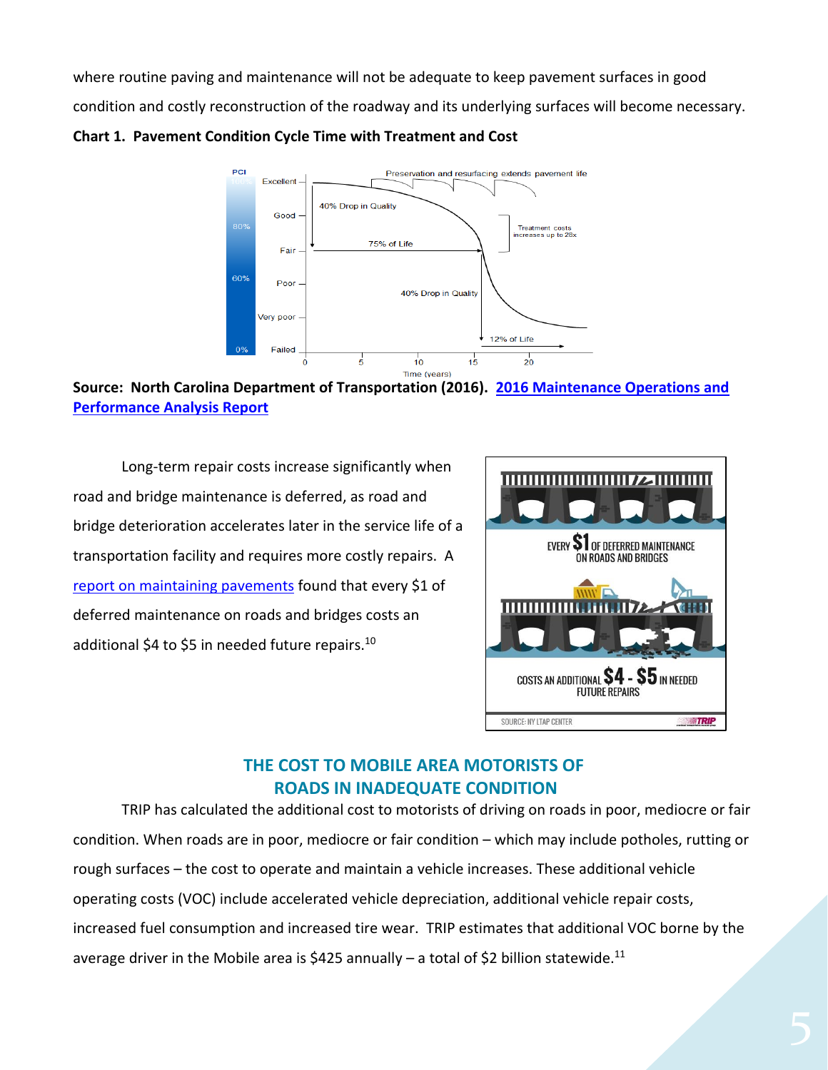where routine paving and maintenance will not be adequate to keep pavement surfaces in good condition and costly reconstruction of the roadway and its underlying surfaces will become necessary.

**Chart 1. Pavement Condition Cycle Time with Treatment and Cost**

**Source: North Carolina Department of Transportation (2016). 2016 Maintenance Operations and Performance Analysis Report**

Long-term repair costs increase significantly when road and bridge maintenance is deferred, as road and bridge deterioration accelerates later in the service life of a transportation facility and requires more costly repairs. A report on maintaining pavements found that every $1 of deferred maintenance on roads and bridges costs an additional $4 to $5 in needed future repairs.[10]

## THE COST TO MOBILE AREA MOTORISTS OF ROADS IN INADEQUATE CONDITION

TRIP has calculated the additional cost to motorists of driving on roads in poor, mediocre or fair condition. When roads are in poor, mediocre or fair condition – which may include potholes, rutting or rough surfaces – the cost to operate and maintain a vehicle increases. These additional vehicle operating costs (VOC) include accelerated vehicle depreciation, additional vehicle repair costs, increased fuel consumption and increased tire wear. TRIP estimates that additional VOC borne by the average driver in the Mobile area is $425 annually – a total of $2 billion statewide.[11]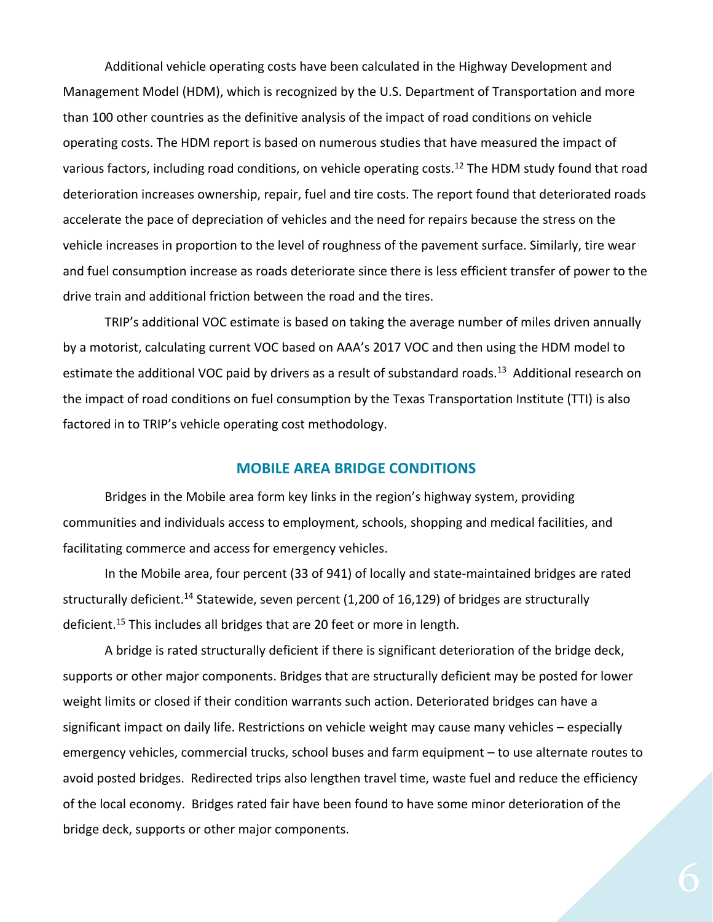Additional vehicle operating costs have been calculated in the Highway Development and Management Model (HDM), which is recognized by the U.S. Department of Transportation and more than 100 other countries as the definitive analysis of the impact of road conditions on vehicle operating costs. The HDM report is based on numerous studies that have measured the impact of various factors, including road conditions, on vehicle operating costs.[12] The HDM study found that road deterioration increases ownership, repair, fuel and tire costs. The report found that deteriorated roads accelerate the pace of depreciation of vehicles and the need for repairs because the stress on the vehicle increases in proportion to the level of roughness of the pavement surface. Similarly, tire wear and fuel consumption increase as roads deteriorate since there is less efficient transfer of power to the drive train and additional friction between the road and the tires.

TRIP's additional VOC estimate is based on taking the average number of miles driven annually by a motorist, calculating current VOC based on AAA's 2017 VOC and then using the HDM model to estimate the additional VOC paid by drivers as a result of substandard roads.[13] Additional research on the impact of road conditions on fuel consumption by the Texas Transportation Institute (TTI) is also factored in to TRIP's vehicle operating cost methodology.

## MOBILE AREA BRIDGE CONDITIONS

Bridges in the Mobile area form key links in the region's highway system, providing communities and individuals access to employment, schools, shopping and medical facilities, and facilitating commerce and access for emergency vehicles.

In the Mobile area, four percent (33 of 941) of locally and state-maintained bridges are rated structurally deficient.[14] Statewide, seven percent (1,200 of 16,129) of bridges are structurally deficient.[15] This includes all bridges that are 20 feet or more in length.

A bridge is rated structurally deficient if there is significant deterioration of the bridge deck, supports or other major components. Bridges that are structurally deficient may be posted for lower weight limits or closed if their condition warrants such action. Deteriorated bridges can have a significant impact on daily life. Restrictions on vehicle weight may cause many vehicles – especially emergency vehicles, commercial trucks, school buses and farm equipment – to use alternate routes to avoid posted bridges. Redirected trips also lengthen travel time, waste fuel and reduce the efficiency of the local economy. Bridges rated fair have been found to have some minor deterioration of the bridge deck, supports or other major components.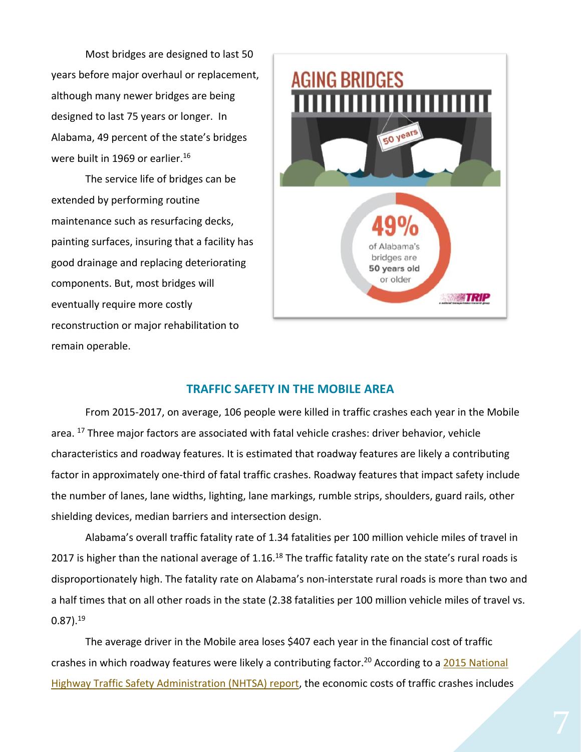Most bridges are designed to last 50 years before major overhaul or replacement, although many newer bridges are being designed to last 75 years or longer. In Alabama, 49 percent of the state's bridges were built in 1969 or earlier.[16]

The service life of bridges can be extended by performing routine maintenance such as resurfacing decks, painting surfaces, insuring that a facility has good drainage and replacing deteriorating components. But, most bridges will eventually require more costly reconstruction or major rehabilitation to remain operable.

AGING BRIDGES

50 years

49% of Alabama's bridges are 50 years old or older

TRIP

## TRAFFIC SAFETY IN THE MOBILE AREA

From 2015-2017, on average, 106 people were killed in traffic crashes each year in the Mobile area. [17] Three major factors are associated with fatal vehicle crashes: driver behavior, vehicle characteristics and roadway features. It is estimated that roadway features are likely a contributing factor in approximately one-third of fatal traffic crashes. Roadway features that impact safety include the number of lanes, lane widths, lighting, lane markings, rumble strips, shoulders, guard rails, other shielding devices, median barriers and intersection design.

Alabama's overall traffic fatality rate of 1.34 fatalities per 100 million vehicle miles of travel in 2017 is higher than the national average of 1.16.[18] The traffic fatality rate on the state's rural roads is disproportionately high. The fatality rate on Alabama's non-interstate rural roads is more than two and a half times that on all other roads in the state (2.38 fatalities per 100 million vehicle miles of travel vs. 0.87).[19]

The average driver in the Mobile area loses $407 each year in the financial cost of traffic crashes in which roadway features were likely a contributing factor.[20] According to a 2015 National Highway Traffic Safety Administration (NHTSA) report, the economic costs of traffic crashes includes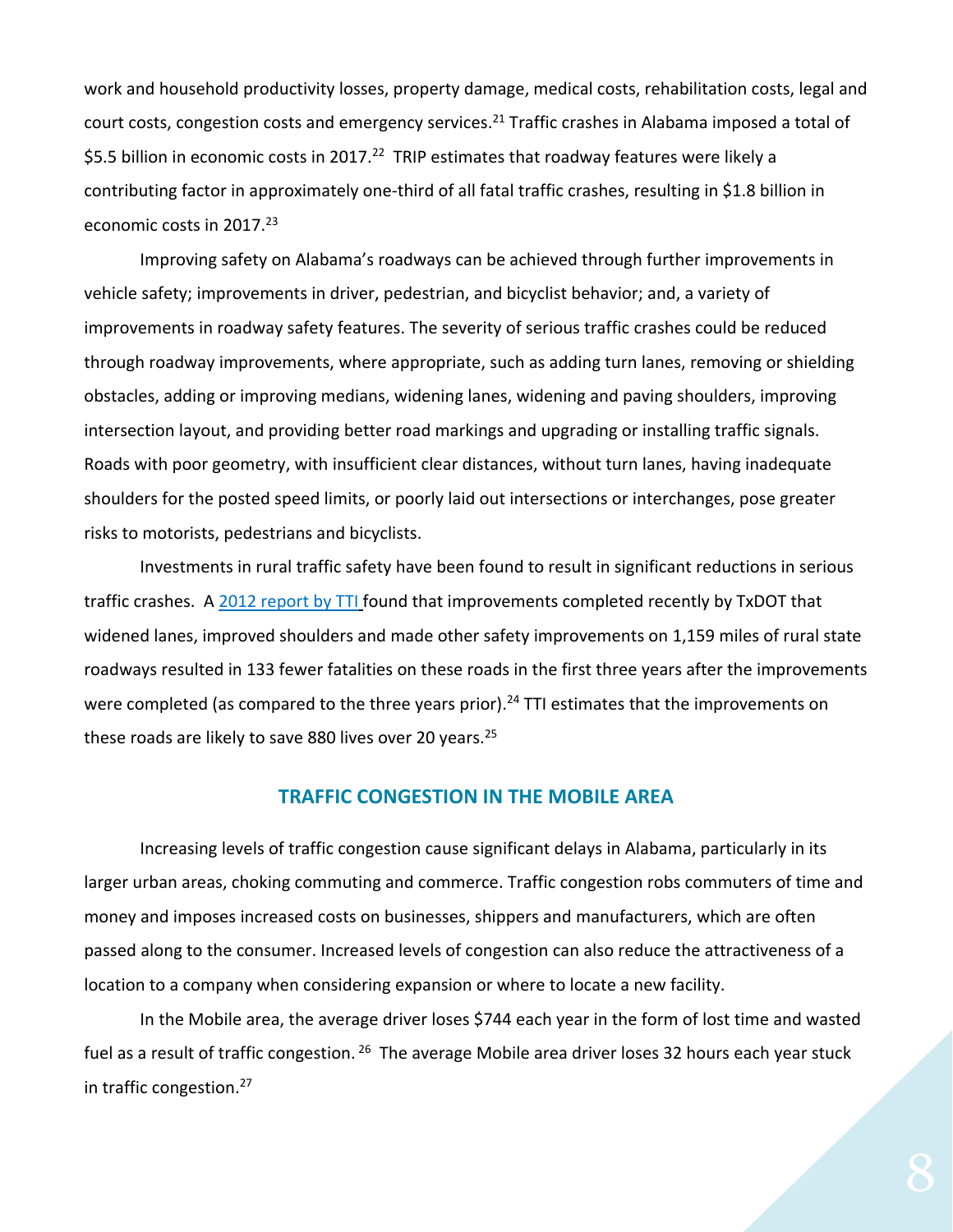work and household productivity losses, property damage, medical costs, rehabilitation costs, legal and court costs, congestion costs and emergency services.[21] Traffic crashes in Alabama imposed a total of $5.5 billion in economic costs in 2017.[22] TRIP estimates that roadway features were likely a contributing factor in approximately one-third of all fatal traffic crashes, resulting in $1.8 billion in economic costs in 2017.[23]

Improving safety on Alabama's roadways can be achieved through further improvements in vehicle safety; improvements in driver, pedestrian, and bicyclist behavior; and, a variety of improvements in roadway safety features. The severity of serious traffic crashes could be reduced through roadway improvements, where appropriate, such as adding turn lanes, removing or shielding obstacles, adding or improving medians, widening lanes, widening and paving shoulders, improving intersection layout, and providing better road markings and upgrading or installing traffic signals. Roads with poor geometry, with insufficient clear distances, without turn lanes, having inadequate shoulders for the posted speed limits, or poorly laid out intersections or interchanges, pose greater risks to motorists, pedestrians and bicyclists.

Investments in rural traffic safety have been found to result in significant reductions in serious traffic crashes. A 2012 report by TTI found that improvements completed recently by TxDOT that widened lanes, improved shoulders and made other safety improvements on 1,159 miles of rural state roadways resulted in 133 fewer fatalities on these roads in the first three years after the improvements were completed (as compared to the three years prior).[24] TTI estimates that the improvements on these roads are likely to save 880 lives over 20 years.[25]

## TRAFFIC CONGESTION IN THE MOBILE AREA

Increasing levels of traffic congestion cause significant delays in Alabama, particularly in its larger urban areas, choking commuting and commerce. Traffic congestion robs commuters of time and money and imposes increased costs on businesses, shippers and manufacturers, which are often passed along to the consumer. Increased levels of congestion can also reduce the attractiveness of a location to a company when considering expansion or where to locate a new facility.

In the Mobile area, the average driver loses $744 each year in the form of lost time and wasted fuel as a result of traffic congestion.[26] The average Mobile area driver loses 32 hours each year stuck in traffic congestion.[27]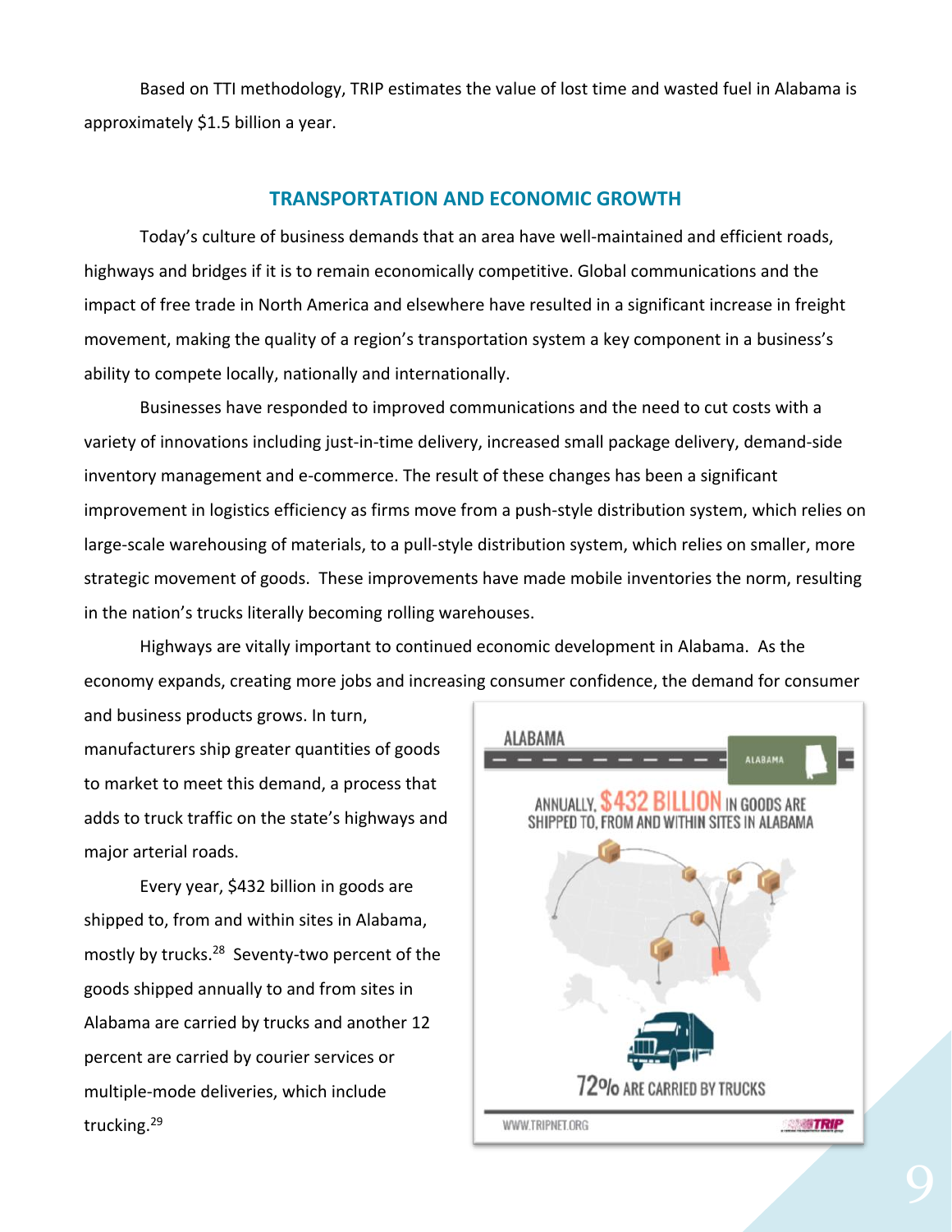Based on TTI methodology, TRIP estimates the value of lost time and wasted fuel in Alabama is approximately $1.5 billion a year.

## TRANSPORTATION AND ECONOMIC GROWTH

Today's culture of business demands that an area have well-maintained and efficient roads, highways and bridges if it is to remain economically competitive. Global communications and the impact of free trade in North America and elsewhere have resulted in a significant increase in freight movement, making the quality of a region's transportation system a key component in a business's ability to compete locally, nationally and internationally.

Businesses have responded to improved communications and the need to cut costs with a variety of innovations including just-in-time delivery, increased small package delivery, demand-side inventory management and e-commerce. The result of these changes has been a significant improvement in logistics efficiency as firms move from a push-style distribution system, which relies on large-scale warehousing of materials, to a pull-style distribution system, which relies on smaller, more strategic movement of goods. These improvements have made mobile inventories the norm, resulting in the nation's trucks literally becoming rolling warehouses.

Highways are vitally important to continued economic development in Alabama. As the economy expands, creating more jobs and increasing consumer confidence, the demand for consumer and business products grows. In turn, manufacturers ship greater quantities of goods to market to meet this demand, a process that adds to truck traffic on the state's highways and major arterial roads.

Every year, $432 billion in goods are shipped to, from and within sites in Alabama, mostly by trucks.[28] Seventy-two percent of the goods shipped annually to and from sites in Alabama are carried by trucks and another 12 percent are carried by courier services or multiple-mode deliveries, which include trucking.[29]

ALABAMA

ANNUALLY, $432 BILLION IN GOODS ARE SHIPPED TO, FROM AND WITHIN SITES IN ALABAMA

72% ARE CARRIED BY TRUCKS

WWW.TRIPNET.ORG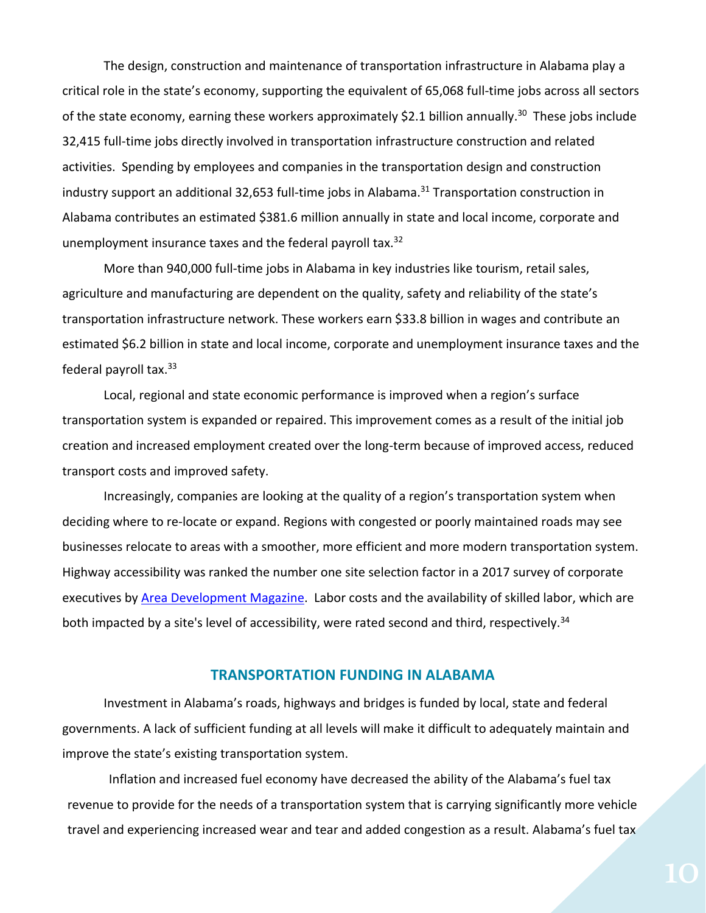The design, construction and maintenance of transportation infrastructure in Alabama play a critical role in the state's economy, supporting the equivalent of 65,068 full-time jobs across all sectors of the state economy, earning these workers approximately $2.1 billion annually.[30] These jobs include 32,415 full-time jobs directly involved in transportation infrastructure construction and related activities. Spending by employees and companies in the transportation design and construction industry support an additional 32,653 full-time jobs in Alabama.[31] Transportation construction in Alabama contributes an estimated $381.6 million annually in state and local income, corporate and unemployment insurance taxes and the federal payroll tax.[32]

More than 940,000 full-time jobs in Alabama in key industries like tourism, retail sales, agriculture and manufacturing are dependent on the quality, safety and reliability of the state's transportation infrastructure network. These workers earn $33.8 billion in wages and contribute an estimated $6.2 billion in state and local income, corporate and unemployment insurance taxes and the federal payroll tax.[33]

Local, regional and state economic performance is improved when a region's surface transportation system is expanded or repaired. This improvement comes as a result of the initial job creation and increased employment created over the long-term because of improved access, reduced transport costs and improved safety.

Increasingly, companies are looking at the quality of a region's transportation system when deciding where to re-locate or expand. Regions with congested or poorly maintained roads may see businesses relocate to areas with a smoother, more efficient and more modern transportation system. Highway accessibility was ranked the number one site selection factor in a 2017 survey of corporate executives by Area Development Magazine. Labor costs and the availability of skilled labor, which are both impacted by a site's level of accessibility, were rated second and third, respectively.[34]

## TRANSPORTATION FUNDING IN ALABAMA

Investment in Alabama's roads, highways and bridges is funded by local, state and federal governments. A lack of sufficient funding at all levels will make it difficult to adequately maintain and improve the state's existing transportation system.

Inflation and increased fuel economy have decreased the ability of the Alabama's fuel tax revenue to provide for the needs of a transportation system that is carrying significantly more vehicle travel and experiencing increased wear and tear and added congestion as a result. Alabama's fuel tax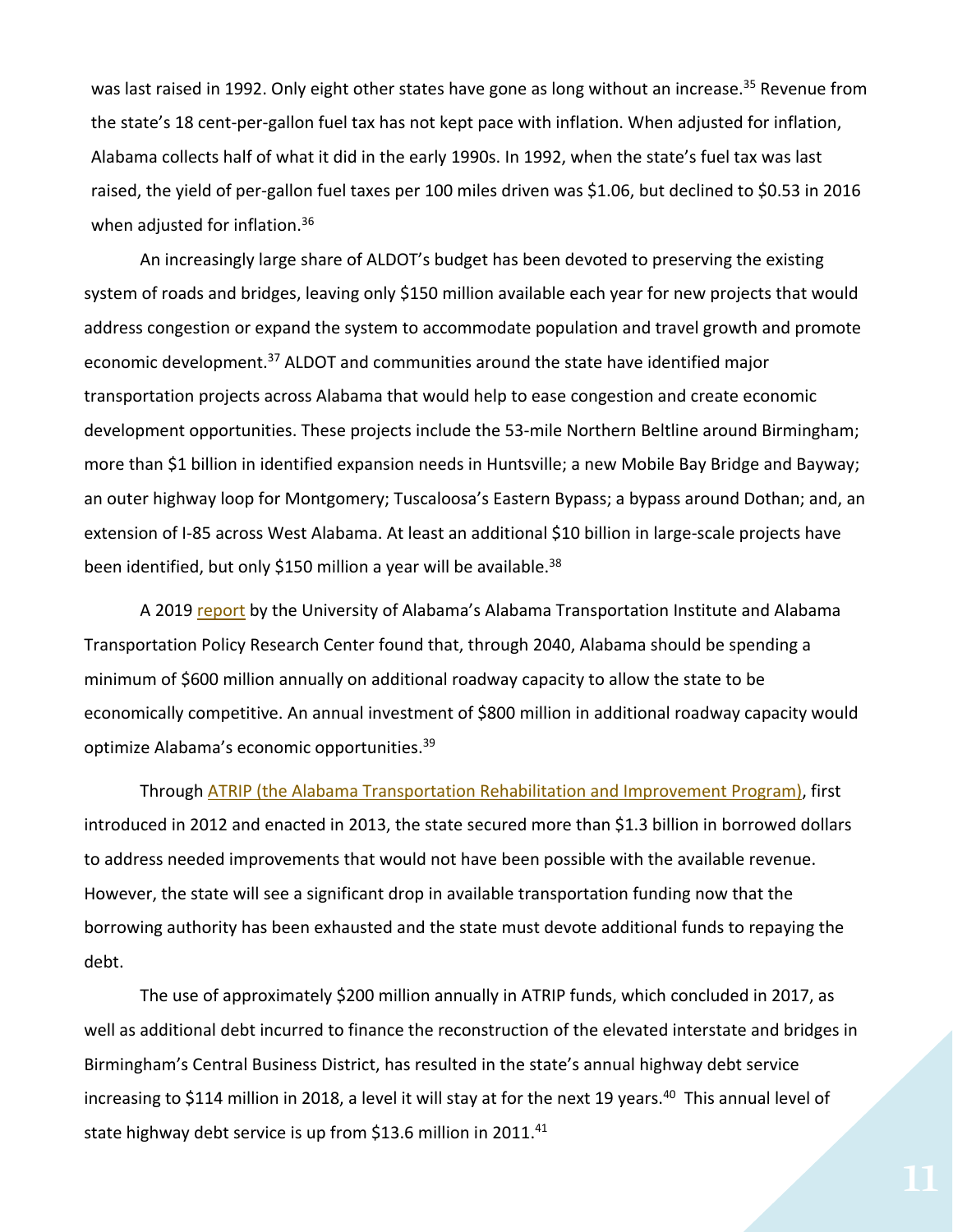was last raised in 1992. Only eight other states have gone as long without an increase.[35] Revenue from the state's 18 cent-per-gallon fuel tax has not kept pace with inflation. When adjusted for inflation, Alabama collects half of what it did in the early 1990s. In 1992, when the state's fuel tax was last raised, the yield of per-gallon fuel taxes per 100 miles driven was $1.06, but declined to $0.53 in 2016 when adjusted for inflation.[36]

An increasingly large share of ALDOT's budget has been devoted to preserving the existing system of roads and bridges, leaving only $150 million available each year for new projects that would address congestion or expand the system to accommodate population and travel growth and promote economic development.[37] ALDOT and communities around the state have identified major transportation projects across Alabama that would help to ease congestion and create economic development opportunities. These projects include the 53-mile Northern Beltline around Birmingham; more than $1 billion in identified expansion needs in Huntsville; a new Mobile Bay Bridge and Bayway; an outer highway loop for Montgomery; Tuscaloosa's Eastern Bypass; a bypass around Dothan; and, an extension of I-85 across West Alabama. At least an additional $10 billion in large-scale projects have been identified, but only $150 million a year will be available.[38]

A 2019 report by the University of Alabama's Alabama Transportation Institute and Alabama Transportation Policy Research Center found that, through 2040, Alabama should be spending a minimum of $600 million annually on additional roadway capacity to allow the state to be economically competitive. An annual investment of $800 million in additional roadway capacity would optimize Alabama's economic opportunities.[39]

Through ATRIP (the Alabama Transportation Rehabilitation and Improvement Program), first introduced in 2012 and enacted in 2013, the state secured more than $1.3 billion in borrowed dollars to address needed improvements that would not have been possible with the available revenue. However, the state will see a significant drop in available transportation funding now that the borrowing authority has been exhausted and the state must devote additional funds to repaying the debt.

The use of approximately $200 million annually in ATRIP funds, which concluded in 2017, as well as additional debt incurred to finance the reconstruction of the elevated interstate and bridges in Birmingham's Central Business District, has resulted in the state's annual highway debt service increasing to $114 million in 2018, a level it will stay at for the next 19 years.[40] This annual level of state highway debt service is up from $13.6 million in 2011.[41]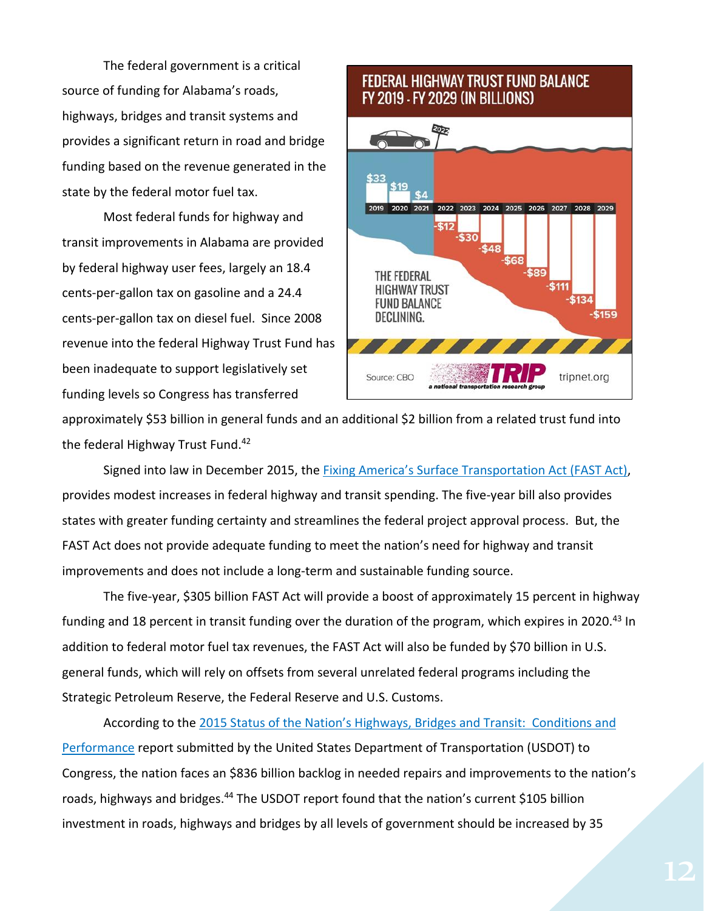The federal government is a critical source of funding for Alabama's roads, highways, bridges and transit systems and provides a significant return in road and bridge funding based on the revenue generated in the state by the federal motor fuel tax.

Most federal funds for highway and transit improvements in Alabama are provided by federal highway user fees, largely an 18.4 cents-per-gallon tax on gasoline and a 24.4 cents-per-gallon tax on diesel fuel. Since 2008 revenue into the federal Highway Trust Fund has been inadequate to support legislatively set funding levels so Congress has transferred approximately $53 billion in general funds and an additional $2 billion from a related trust fund into the federal Highway Trust Fund.[42]

**FEDERAL HIGHWAY TRUST FUND BALANCE FY 2019 - FY 2029 (IN BILLIONS)**

| 2019 | 2020 | 2021 | 2022 | 2023 | 2024 | 2025 | 2026 | 2027 | 2028 | 2029 |
|---|---|---|---|---|---|---|---|---|---|---|
| $33 | $19 | $4 | -$12 | -$30 | -$48 | -$68 | -$89 | -$111 | -$134 | -$159 |

THE FEDERAL HIGHWAY TRUST FUND BALANCE DECLINING.

Source: CBO — TRIP a national transportation research group — tripnet.org

Signed into law in December 2015, the Fixing America's Surface Transportation Act (FAST Act), provides modest increases in federal highway and transit spending. The five-year bill also provides states with greater funding certainty and streamlines the federal project approval process. But, the FAST Act does not provide adequate funding to meet the nation's need for highway and transit improvements and does not include a long-term and sustainable funding source.

The five-year, $305 billion FAST Act will provide a boost of approximately 15 percent in highway funding and 18 percent in transit funding over the duration of the program, which expires in 2020.[43] In addition to federal motor fuel tax revenues, the FAST Act will also be funded by $70 billion in U.S. general funds, which will rely on offsets from several unrelated federal programs including the Strategic Petroleum Reserve, the Federal Reserve and U.S. Customs.

According to the 2015 Status of the Nation's Highways, Bridges and Transit: Conditions and Performance report submitted by the United States Department of Transportation (USDOT) to Congress, the nation faces an $836 billion backlog in needed repairs and improvements to the nation's roads, highways and bridges.[44] The USDOT report found that the nation's current $105 billion investment in roads, highways and bridges by all levels of government should be increased by 35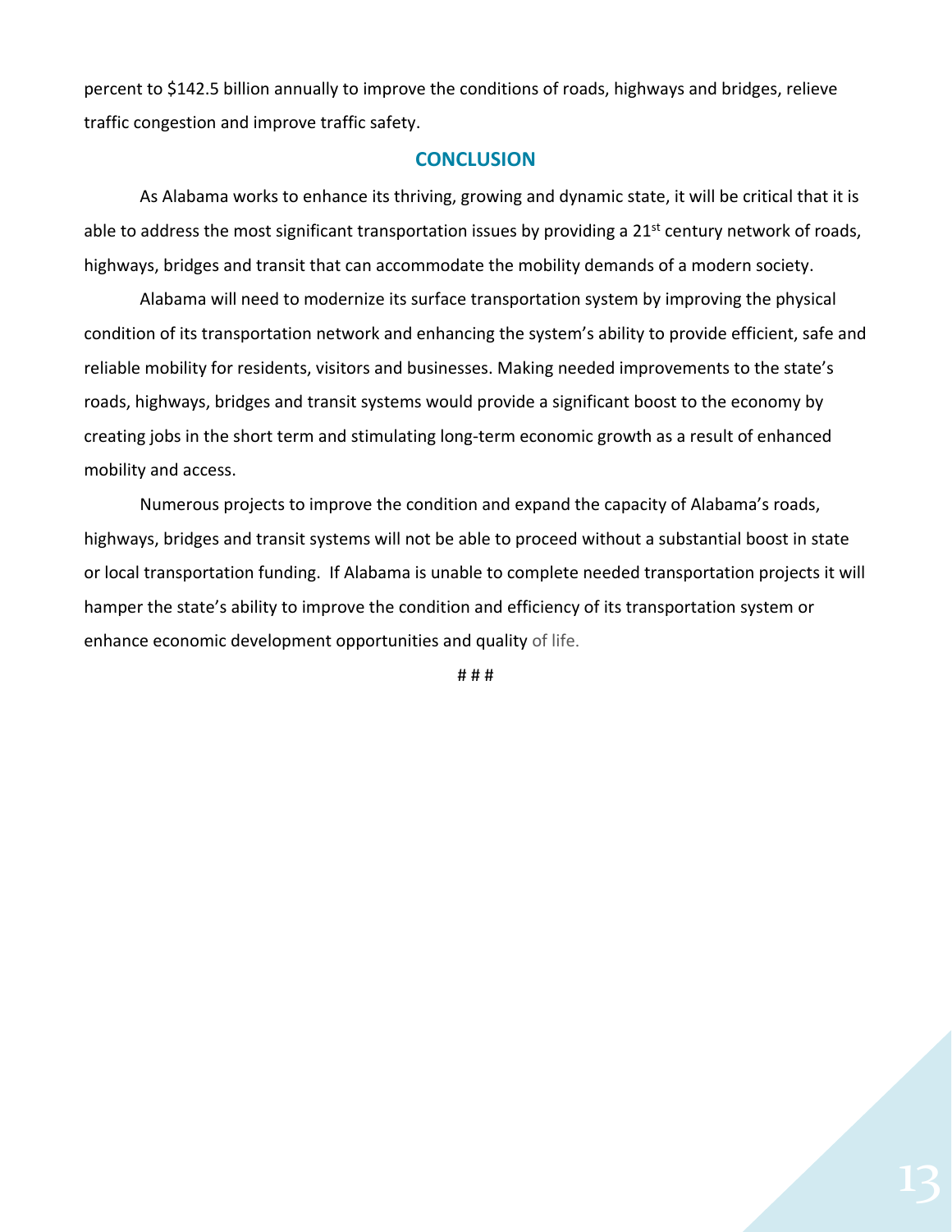percent to $142.5 billion annually to improve the conditions of roads, highways and bridges, relieve traffic congestion and improve traffic safety.

## CONCLUSION

As Alabama works to enhance its thriving, growing and dynamic state, it will be critical that it is able to address the most significant transportation issues by providing a 21st century network of roads, highways, bridges and transit that can accommodate the mobility demands of a modern society.

Alabama will need to modernize its surface transportation system by improving the physical condition of its transportation network and enhancing the system's ability to provide efficient, safe and reliable mobility for residents, visitors and businesses. Making needed improvements to the state's roads, highways, bridges and transit systems would provide a significant boost to the economy by creating jobs in the short term and stimulating long-term economic growth as a result of enhanced mobility and access.

Numerous projects to improve the condition and expand the capacity of Alabama's roads, highways, bridges and transit systems will not be able to proceed without a substantial boost in state or local transportation funding. If Alabama is unable to complete needed transportation projects it will hamper the state's ability to improve the condition and efficiency of its transportation system or enhance economic development opportunities and quality of life.

# # #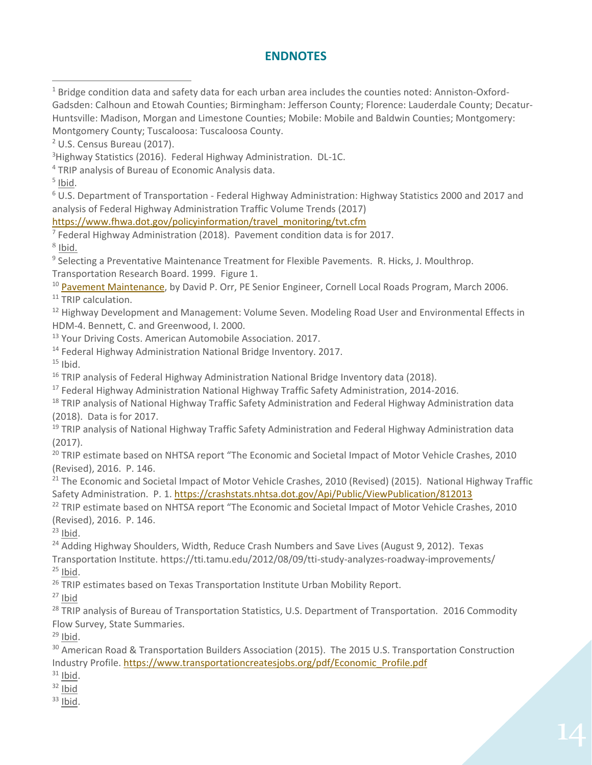## ENDNOTES

[1] Bridge condition data and safety data for each urban area includes the counties noted: Anniston-Oxford-Gadsden: Calhoun and Etowah Counties; Birmingham: Jefferson County; Florence: Lauderdale County; Decatur-Huntsville: Madison, Morgan and Limestone Counties; Mobile: Mobile and Baldwin Counties; Montgomery: Montgomery County; Tuscaloosa: Tuscaloosa County.

[2] U.S. Census Bureau (2017).

[3] Highway Statistics (2016). Federal Highway Administration. DL-1C.

[4] TRIP analysis of Bureau of Economic Analysis data.

[5] Ibid.

[6] U.S. Department of Transportation - Federal Highway Administration: Highway Statistics 2000 and 2017 and analysis of Federal Highway Administration Traffic Volume Trends (2017) https://www.fhwa.dot.gov/policyinformation/travel_monitoring/tvt.cfm

[7] Federal Highway Administration (2018). Pavement condition data is for 2017.

[8] Ibid.

[9] Selecting a Preventative Maintenance Treatment for Flexible Pavements. R. Hicks, J. Moulthrop. Transportation Research Board. 1999. Figure 1.

[10] Pavement Maintenance, by David P. Orr, PE Senior Engineer, Cornell Local Roads Program, March 2006.

[11] TRIP calculation.

[12] Highway Development and Management: Volume Seven. Modeling Road User and Environmental Effects in HDM-4. Bennett, C. and Greenwood, I. 2000.

[13] Your Driving Costs. American Automobile Association. 2017.

[14] Federal Highway Administration National Bridge Inventory. 2017.

[15] Ibid.

[16] TRIP analysis of Federal Highway Administration National Bridge Inventory data (2018).

[17] Federal Highway Administration National Highway Traffic Safety Administration, 2014-2016.

[18] TRIP analysis of National Highway Traffic Safety Administration and Federal Highway Administration data (2018). Data is for 2017.

[19] TRIP analysis of National Highway Traffic Safety Administration and Federal Highway Administration data (2017).

[20] TRIP estimate based on NHTSA report "The Economic and Societal Impact of Motor Vehicle Crashes, 2010 (Revised), 2016. P. 146.

[21] The Economic and Societal Impact of Motor Vehicle Crashes, 2010 (Revised) (2015). National Highway Traffic Safety Administration. P. 1. https://crashstats.nhtsa.dot.gov/Api/Public/ViewPublication/812013

[22] TRIP estimate based on NHTSA report "The Economic and Societal Impact of Motor Vehicle Crashes, 2010 (Revised), 2016. P. 146.

[23] Ibid.

[24] Adding Highway Shoulders, Width, Reduce Crash Numbers and Save Lives (August 9, 2012). Texas Transportation Institute. https://tti.tamu.edu/2012/08/09/tti-study-analyzes-roadway-improvements/

[25] Ibid.

[26] TRIP estimates based on Texas Transportation Institute Urban Mobility Report.

[27] Ibid

[28] TRIP analysis of Bureau of Transportation Statistics, U.S. Department of Transportation. 2016 Commodity Flow Survey, State Summaries.

[29] Ibid.

[30] American Road & Transportation Builders Association (2015). The 2015 U.S. Transportation Construction Industry Profile. https://www.transportationcreatesjobs.org/pdf/Economic_Profile.pdf

[31] Ibid.

[32] Ibid

[33] Ibid.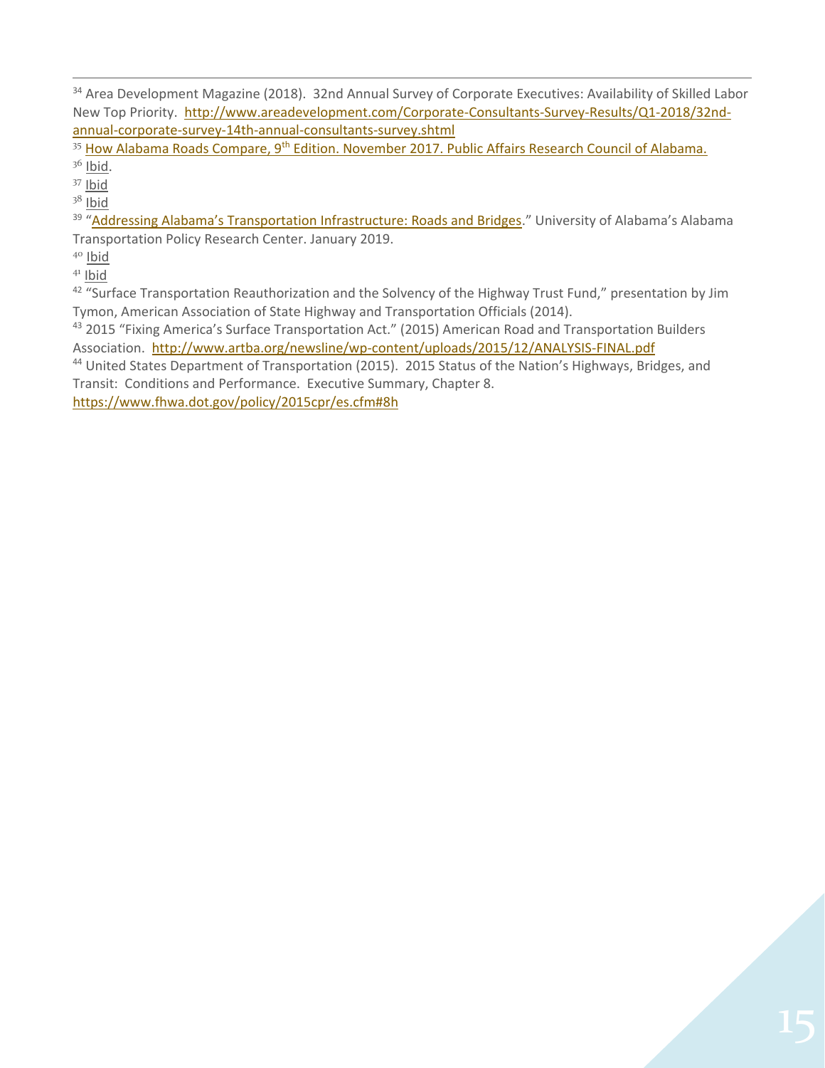[34] Area Development Magazine (2018). 32nd Annual Survey of Corporate Executives: Availability of Skilled Labor New Top Priority. http://www.areadevelopment.com/Corporate-Consultants-Survey-Results/Q1-2018/32nd-annual-corporate-survey-14th-annual-consultants-survey.shtml

[35] How Alabama Roads Compare, 9th Edition. November 2017. Public Affairs Research Council of Alabama.

[36] Ibid.

[37] Ibid

[38] Ibid

[39] "Addressing Alabama's Transportation Infrastructure: Roads and Bridges." University of Alabama's Alabama Transportation Policy Research Center. January 2019.

[40] Ibid

[41] Ibid

[42] "Surface Transportation Reauthorization and the Solvency of the Highway Trust Fund," presentation by Jim Tymon, American Association of State Highway and Transportation Officials (2014).

[43] 2015 "Fixing America's Surface Transportation Act." (2015) American Road and Transportation Builders Association. http://www.artba.org/newsline/wp-content/uploads/2015/12/ANALYSIS-FINAL.pdf

[44] United States Department of Transportation (2015). 2015 Status of the Nation's Highways, Bridges, and Transit: Conditions and Performance. Executive Summary, Chapter 8. https://www.fhwa.dot.gov/policy/2015cpr/es.cfm#8h